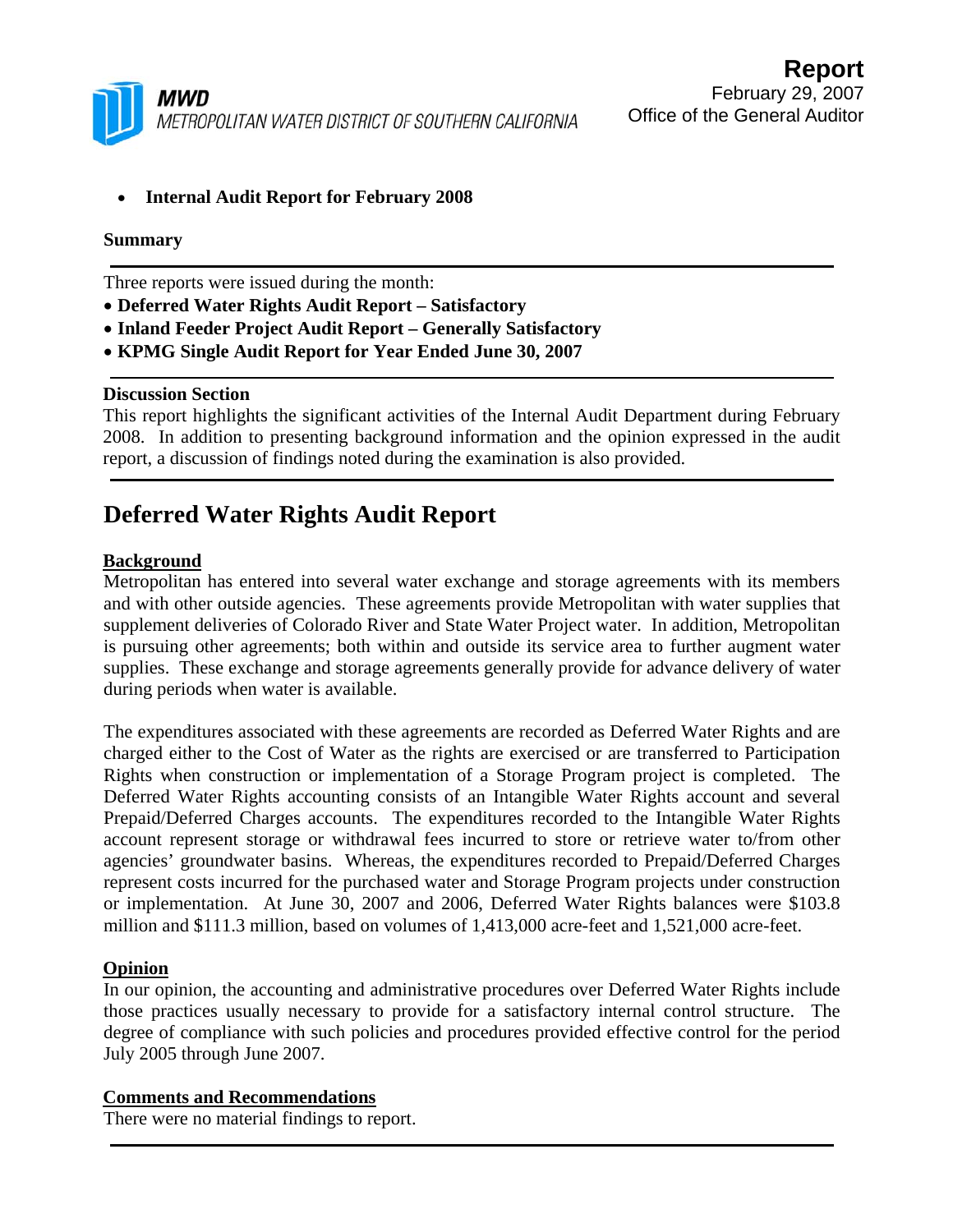MWD
METROPOLITAN WATER DISTRICT OF SOUTHERN CALIFORNIA

**Report**
February 29, 2007
Office of the General Auditor

- **Internal Audit Report for February 2008**

**Summary**

Three reports were issued during the month:

- **Deferred Water Rights Audit Report – Satisfactory**
- **Inland Feeder Project Audit Report – Generally Satisfactory**
- **KPMG Single Audit Report for Year Ended June 30, 2007**

**Discussion Section**

This report highlights the significant activities of the Internal Audit Department during February 2008. In addition to presenting background information and the opinion expressed in the audit report, a discussion of findings noted during the examination is also provided.

# Deferred Water Rights Audit Report

## Background

Metropolitan has entered into several water exchange and storage agreements with its members and with other outside agencies. These agreements provide Metropolitan with water supplies that supplement deliveries of Colorado River and State Water Project water. In addition, Metropolitan is pursuing other agreements; both within and outside its service area to further augment water supplies. These exchange and storage agreements generally provide for advance delivery of water during periods when water is available.

The expenditures associated with these agreements are recorded as Deferred Water Rights and are charged either to the Cost of Water as the rights are exercised or are transferred to Participation Rights when construction or implementation of a Storage Program project is completed. The Deferred Water Rights accounting consists of an Intangible Water Rights account and several Prepaid/Deferred Charges accounts. The expenditures recorded to the Intangible Water Rights account represent storage or withdrawal fees incurred to store or retrieve water to/from other agencies' groundwater basins. Whereas, the expenditures recorded to Prepaid/Deferred Charges represent costs incurred for the purchased water and Storage Program projects under construction or implementation. At June 30, 2007 and 2006, Deferred Water Rights balances were $103.8 million and $111.3 million, based on volumes of 1,413,000 acre-feet and 1,521,000 acre-feet.

## Opinion

In our opinion, the accounting and administrative procedures over Deferred Water Rights include those practices usually necessary to provide for a satisfactory internal control structure. The degree of compliance with such policies and procedures provided effective control for the period July 2005 through June 2007.

## Comments and Recommendations

There were no material findings to report.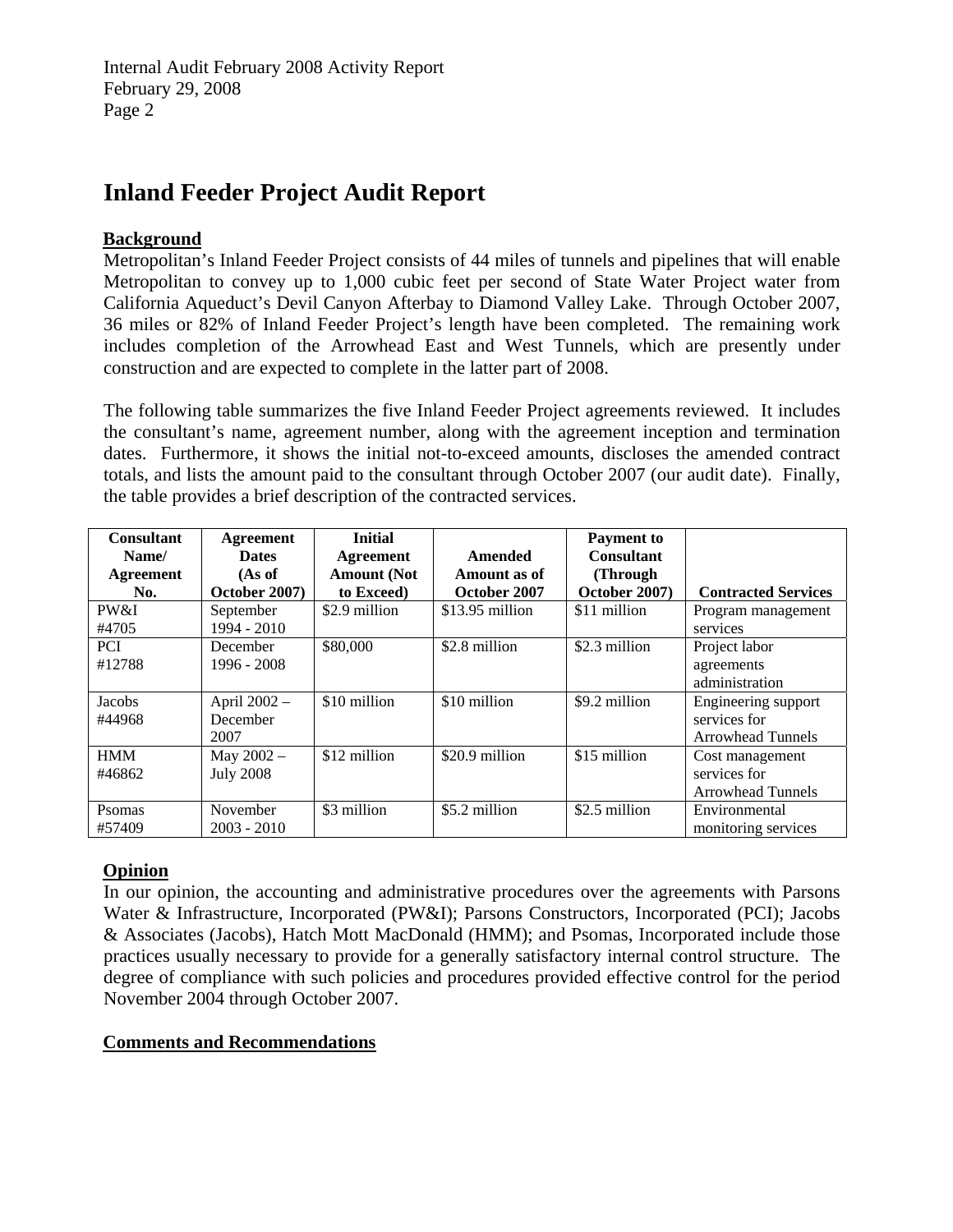# Inland Feeder Project Audit Report

## Background

Metropolitan's Inland Feeder Project consists of 44 miles of tunnels and pipelines that will enable Metropolitan to convey up to 1,000 cubic feet per second of State Water Project water from California Aqueduct's Devil Canyon Afterbay to Diamond Valley Lake. Through October 2007, 36 miles or 82% of Inland Feeder Project's length have been completed. The remaining work includes completion of the Arrowhead East and West Tunnels, which are presently under construction and are expected to complete in the latter part of 2008.

The following table summarizes the five Inland Feeder Project agreements reviewed. It includes the consultant's name, agreement number, along with the agreement inception and termination dates. Furthermore, it shows the initial not-to-exceed amounts, discloses the amended contract totals, and lists the amount paid to the consultant through October 2007 (our audit date). Finally, the table provides a brief description of the contracted services.

| Consultant Name/ Agreement No. | Agreement Dates (As of October 2007) | Initial Agreement Amount (Not to Exceed) | Amended Amount as of October 2007 | Payment to Consultant (Through October 2007) | Contracted Services |
|---|---|---|---|---|---|
| PW&I #4705 | September 1994 - 2010 | $2.9 million | $13.95 million | $11 million | Program management services |
| PCI #12788 | December 1996 - 2008 | $80,000 | $2.8 million | $2.3 million | Project labor agreements administration |
| Jacobs #44968 | April 2002 – December 2007 | $10 million | $10 million | $9.2 million | Engineering support services for Arrowhead Tunnels |
| HMM #46862 | May 2002 – July 2008 | $12 million | $20.9 million | $15 million | Cost management services for Arrowhead Tunnels |
| Psomas #57409 | November 2003 - 2010 | $3 million | $5.2 million | $2.5 million | Environmental monitoring services |

## Opinion

In our opinion, the accounting and administrative procedures over the agreements with Parsons Water & Infrastructure, Incorporated (PW&I); Parsons Constructors, Incorporated (PCI); Jacobs & Associates (Jacobs), Hatch Mott MacDonald (HMM); and Psomas, Incorporated include those practices usually necessary to provide for a generally satisfactory internal control structure. The degree of compliance with such policies and procedures provided effective control for the period November 2004 through October 2007.

## Comments and Recommendations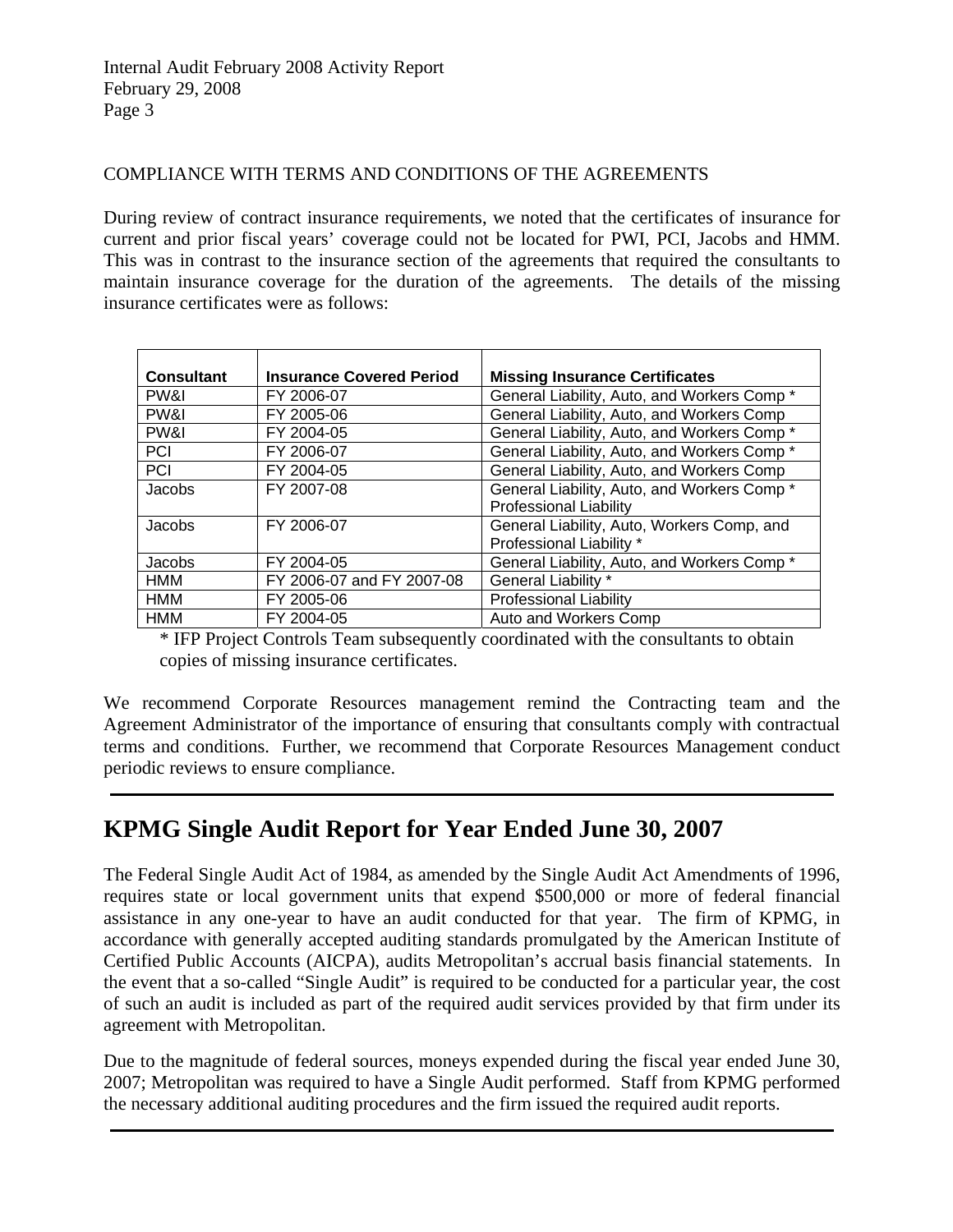COMPLIANCE WITH TERMS AND CONDITIONS OF THE AGREEMENTS

During review of contract insurance requirements, we noted that the certificates of insurance for current and prior fiscal years' coverage could not be located for PWI, PCI, Jacobs and HMM. This was in contrast to the insurance section of the agreements that required the consultants to maintain insurance coverage for the duration of the agreements. The details of the missing insurance certificates were as follows:

| Consultant | Insurance Covered Period | Missing Insurance Certificates |
|---|---|---|
| PW&I | FY 2006-07 | General Liability, Auto, and Workers Comp * |
| PW&I | FY 2005-06 | General Liability, Auto, and Workers Comp |
| PW&I | FY 2004-05 | General Liability, Auto, and Workers Comp * |
| PCI | FY 2006-07 | General Liability, Auto, and Workers Comp * |
| PCI | FY 2004-05 | General Liability, Auto, and Workers Comp |
| Jacobs | FY 2007-08 | General Liability, Auto, and Workers Comp * Professional Liability |
| Jacobs | FY 2006-07 | General Liability, Auto, Workers Comp, and Professional Liability * |
| Jacobs | FY 2004-05 | General Liability, Auto, and Workers Comp * |
| HMM | FY 2006-07 and FY 2007-08 | General Liability * |
| HMM | FY 2005-06 | Professional Liability |
| HMM | FY 2004-05 | Auto and Workers Comp |

\* IFP Project Controls Team subsequently coordinated with the consultants to obtain copies of missing insurance certificates.

We recommend Corporate Resources management remind the Contracting team and the Agreement Administrator of the importance of ensuring that consultants comply with contractual terms and conditions. Further, we recommend that Corporate Resources Management conduct periodic reviews to ensure compliance.

---

## KPMG Single Audit Report for Year Ended June 30, 2007

The Federal Single Audit Act of 1984, as amended by the Single Audit Act Amendments of 1996, requires state or local government units that expend $500,000 or more of federal financial assistance in any one-year to have an audit conducted for that year. The firm of KPMG, in accordance with generally accepted auditing standards promulgated by the American Institute of Certified Public Accounts (AICPA), audits Metropolitan's accrual basis financial statements. In the event that a so-called "Single Audit" is required to be conducted for a particular year, the cost of such an audit is included as part of the required audit services provided by that firm under its agreement with Metropolitan.

Due to the magnitude of federal sources, moneys expended during the fiscal year ended June 30, 2007; Metropolitan was required to have a Single Audit performed. Staff from KPMG performed the necessary additional auditing procedures and the firm issued the required audit reports.

---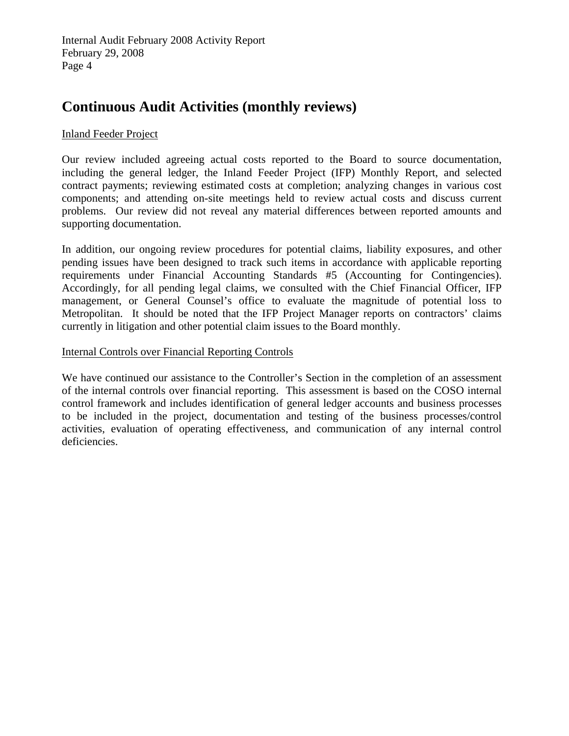## Continuous Audit Activities (monthly reviews)

Inland Feeder Project

Our review included agreeing actual costs reported to the Board to source documentation, including the general ledger, the Inland Feeder Project (IFP) Monthly Report, and selected contract payments; reviewing estimated costs at completion; analyzing changes in various cost components; and attending on-site meetings held to review actual costs and discuss current problems. Our review did not reveal any material differences between reported amounts and supporting documentation.

In addition, our ongoing review procedures for potential claims, liability exposures, and other pending issues have been designed to track such items in accordance with applicable reporting requirements under Financial Accounting Standards #5 (Accounting for Contingencies). Accordingly, for all pending legal claims, we consulted with the Chief Financial Officer, IFP management, or General Counsel's office to evaluate the magnitude of potential loss to Metropolitan. It should be noted that the IFP Project Manager reports on contractors' claims currently in litigation and other potential claim issues to the Board monthly.

Internal Controls over Financial Reporting Controls

We have continued our assistance to the Controller's Section in the completion of an assessment of the internal controls over financial reporting. This assessment is based on the COSO internal control framework and includes identification of general ledger accounts and business processes to be included in the project, documentation and testing of the business processes/control activities, evaluation of operating effectiveness, and communication of any internal control deficiencies.